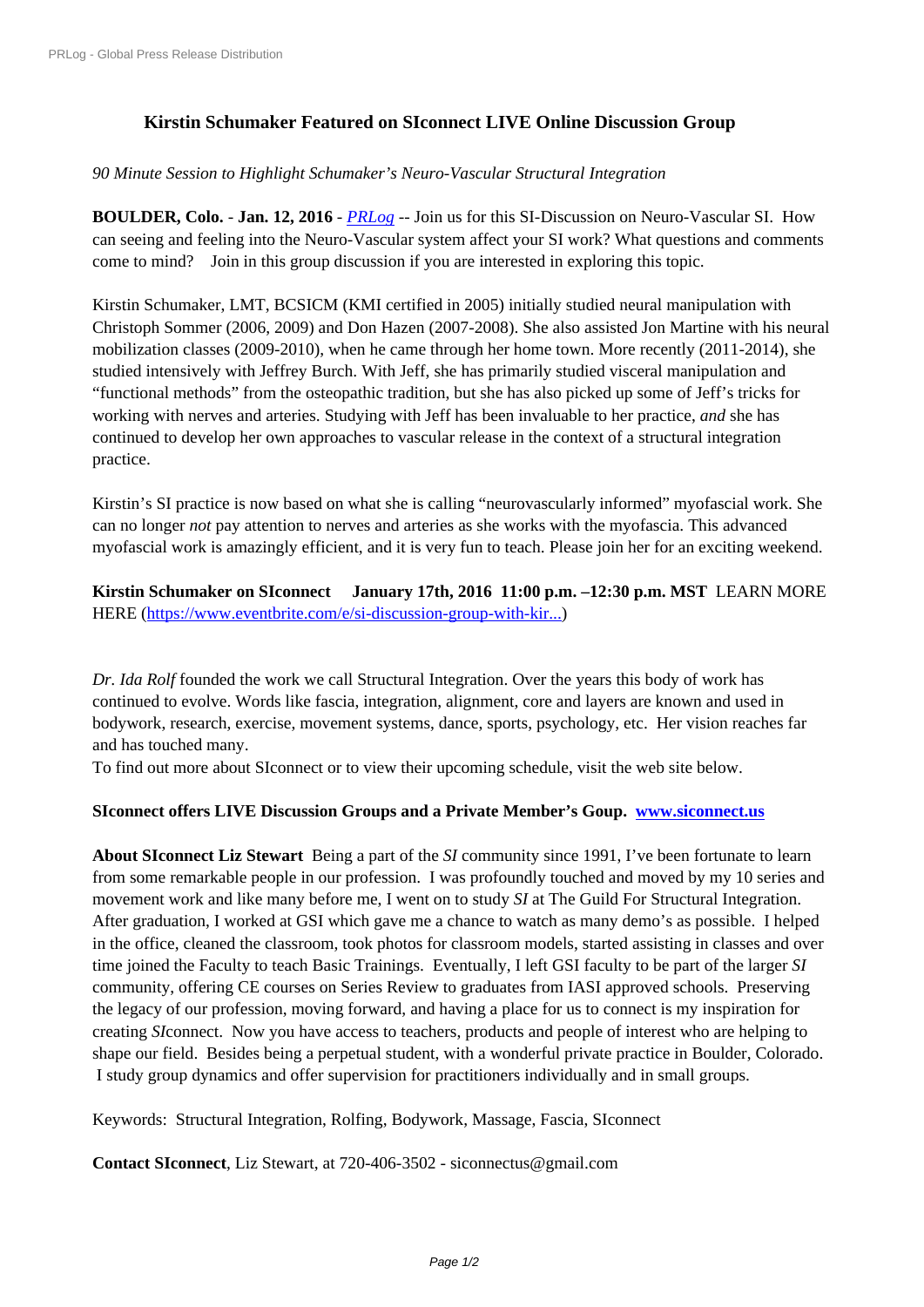# Kirstin Schumaker Featured on SIconnect LIVE Online Discussion Group

*90 Minute Session to Highlight Schumaker's Neuro-Vascular Structural Integration*

**BOULDER, Colo.** - **Jan. 12, 2016** - *PRLog* -- Join us for this SI-Discussion on Neuro-Vascular SI. How can seeing and feeling into the Neuro-Vascular system affect your SI work? What questions and comments come to mind? Join in this group discussion if you are interested in exploring this topic.

Kirstin Schumaker, LMT, BCSICM (KMI certified in 2005) initially studied neural manipulation with Christoph Sommer (2006, 2009) and Don Hazen (2007-2008). She also assisted Jon Martine with his neural mobilization classes (2009-2010), when he came through her home town. More recently (2011-2014), she studied intensively with Jeffrey Burch. With Jeff, she has primarily studied visceral manipulation and "functional methods" from the osteopathic tradition, but she has also picked up some of Jeff's tricks for working with nerves and arteries. Studying with Jeff has been invaluable to her practice, *and* she has continued to develop her own approaches to vascular release in the context of a structural integration practice.

Kirstin's SI practice is now based on what she is calling "neurovascularly informed" myofascial work. She can no longer *not* pay attention to nerves and arteries as she works with the myofascia. This advanced myofascial work is amazingly efficient, and it is very fun to teach. Please join her for an exciting weekend.

**Kirstin Schumaker on SIconnect January 17th, 2016 11:00 p.m. –12:30 p.m. MST** LEARN MORE HERE (https://www.eventbrite.com/e/si-discussion-group-with-kir...)

*Dr. Ida Rolf* founded the work we call Structural Integration. Over the years this body of work has continued to evolve. Words like fascia, integration, alignment, core and layers are known and used in bodywork, research, exercise, movement systems, dance, sports, psychology, etc. Her vision reaches far and has touched many.

To find out more about SIconnect or to view their upcoming schedule, visit the web site below.

**SIconnect offers LIVE Discussion Groups and a Private Member's Goup.** www.siconnect.us

**About SIconnect Liz Stewart** Being a part of the *SI* community since 1991, I've been fortunate to learn from some remarkable people in our profession. I was profoundly touched and moved by my 10 series and movement work and like many before me, I went on to study *SI* at The Guild For Structural Integration. After graduation, I worked at GSI which gave me a chance to watch as many demo's as possible. I helped in the office, cleaned the classroom, took photos for classroom models, started assisting in classes and over time joined the Faculty to teach Basic Trainings. Eventually, I left GSI faculty to be part of the larger *SI* community, offering CE courses on Series Review to graduates from IASI approved schools. Preserving the legacy of our profession, moving forward, and having a place for us to connect is my inspiration for creating *SI*connect. Now you have access to teachers, products and people of interest who are helping to shape our field. Besides being a perpetual student, with a wonderful private practice in Boulder, Colorado. I study group dynamics and offer supervision for practitioners individually and in small groups.

Keywords: Structural Integration, Rolfing, Bodywork, Massage, Fascia, SIconnect

**Contact SIconnect**, Liz Stewart, at 720-406-3502 - siconnectus@gmail.com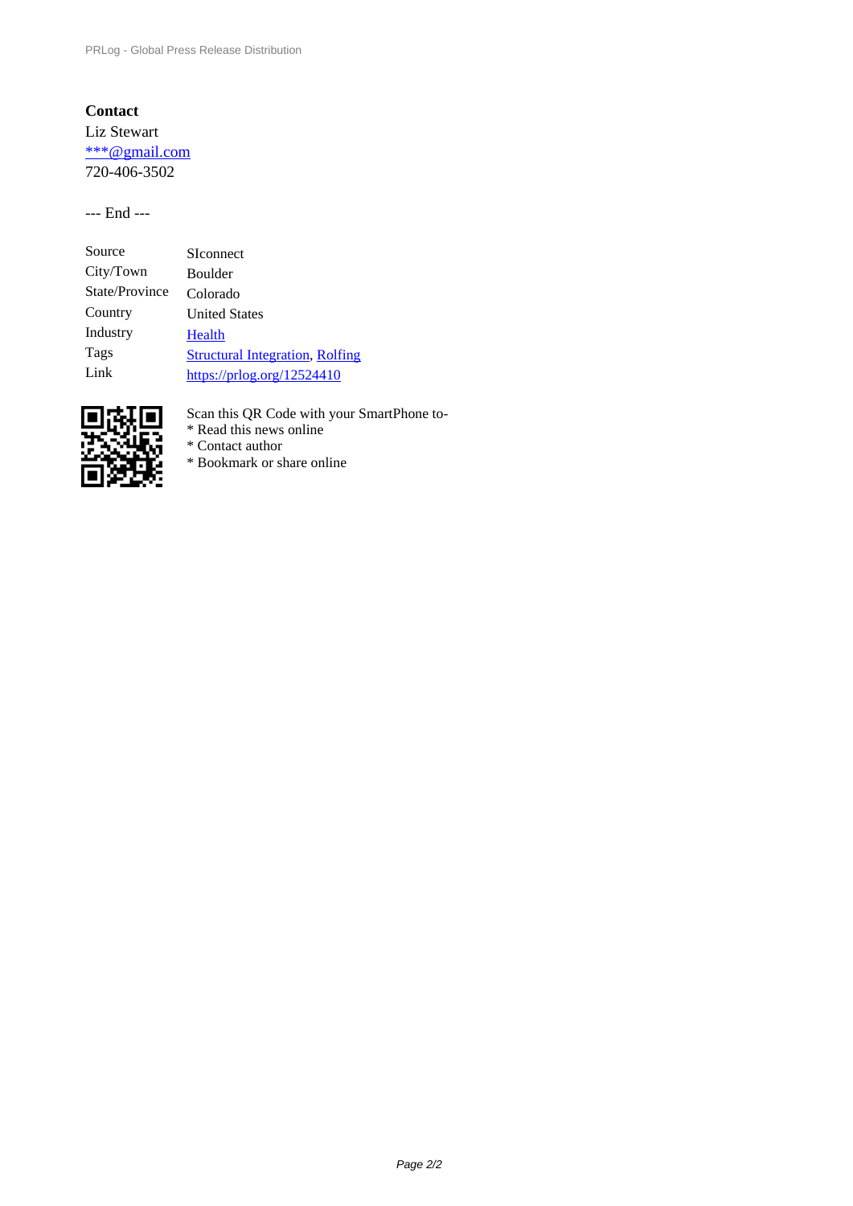**Contact**
Liz Stewart
***@gmail.com
720-406-3502

--- End ---

| | |
|---|---|
| Source | SIconnect |
| City/Town | Boulder |
| State/Province | Colorado |
| Country | United States |
| Industry | Health |
| Tags | Structural Integration, Rolfing |
| Link | https://prlog.org/12524410 |

Scan this QR Code with your SmartPhone to-
* Read this news online
* Contact author
* Bookmark or share online